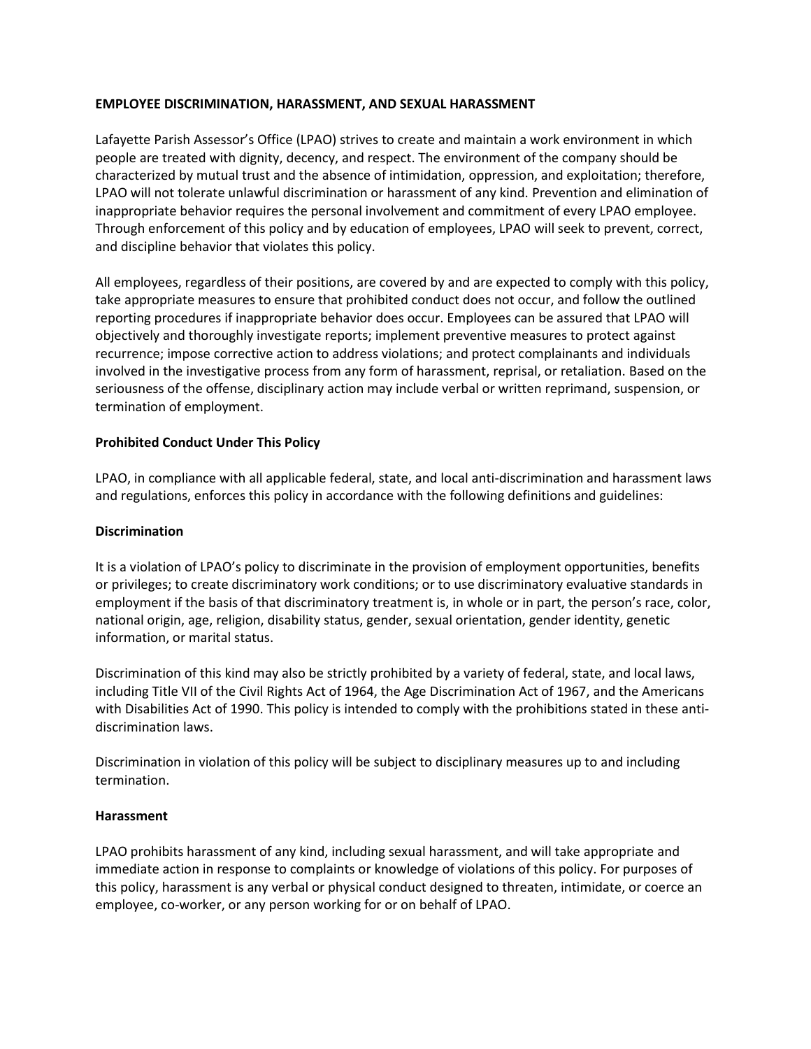# EMPLOYEE DISCRIMINATION, HARASSMENT, AND SEXUAL HARASSMENT

Lafayette Parish Assessor's Office (LPAO) strives to create and maintain a work environment in which people are treated with dignity, decency, and respect. The environment of the company should be characterized by mutual trust and the absence of intimidation, oppression, and exploitation; therefore, LPAO will not tolerate unlawful discrimination or harassment of any kind. Prevention and elimination of inappropriate behavior requires the personal involvement and commitment of every LPAO employee. Through enforcement of this policy and by education of employees, LPAO will seek to prevent, correct, and discipline behavior that violates this policy.

All employees, regardless of their positions, are covered by and are expected to comply with this policy, take appropriate measures to ensure that prohibited conduct does not occur, and follow the outlined reporting procedures if inappropriate behavior does occur. Employees can be assured that LPAO will objectively and thoroughly investigate reports; implement preventive measures to protect against recurrence; impose corrective action to address violations; and protect complainants and individuals involved in the investigative process from any form of harassment, reprisal, or retaliation. Based on the seriousness of the offense, disciplinary action may include verbal or written reprimand, suspension, or termination of employment.

## Prohibited Conduct Under This Policy

LPAO, in compliance with all applicable federal, state, and local anti-discrimination and harassment laws and regulations, enforces this policy in accordance with the following definitions and guidelines:

### Discrimination

It is a violation of LPAO's policy to discriminate in the provision of employment opportunities, benefits or privileges; to create discriminatory work conditions; or to use discriminatory evaluative standards in employment if the basis of that discriminatory treatment is, in whole or in part, the person's race, color, national origin, age, religion, disability status, gender, sexual orientation, gender identity, genetic information, or marital status.

Discrimination of this kind may also be strictly prohibited by a variety of federal, state, and local laws, including Title VII of the Civil Rights Act of 1964, the Age Discrimination Act of 1967, and the Americans with Disabilities Act of 1990. This policy is intended to comply with the prohibitions stated in these anti-discrimination laws.

Discrimination in violation of this policy will be subject to disciplinary measures up to and including termination.

### Harassment

LPAO prohibits harassment of any kind, including sexual harassment, and will take appropriate and immediate action in response to complaints or knowledge of violations of this policy. For purposes of this policy, harassment is any verbal or physical conduct designed to threaten, intimidate, or coerce an employee, co-worker, or any person working for or on behalf of LPAO.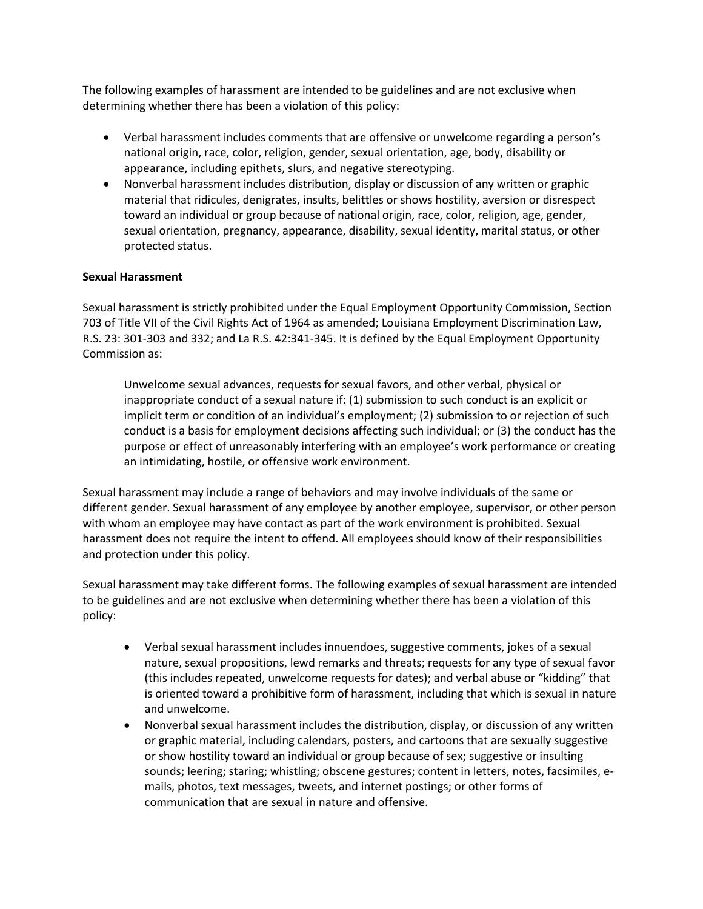The following examples of harassment are intended to be guidelines and are not exclusive when determining whether there has been a violation of this policy:

- Verbal harassment includes comments that are offensive or unwelcome regarding a person's national origin, race, color, religion, gender, sexual orientation, age, body, disability or appearance, including epithets, slurs, and negative stereotyping.
- Nonverbal harassment includes distribution, display or discussion of any written or graphic material that ridicules, denigrates, insults, belittles or shows hostility, aversion or disrespect toward an individual or group because of national origin, race, color, religion, age, gender, sexual orientation, pregnancy, appearance, disability, sexual identity, marital status, or other protected status.

**Sexual Harassment**

Sexual harassment is strictly prohibited under the Equal Employment Opportunity Commission, Section 703 of Title VII of the Civil Rights Act of 1964 as amended; Louisiana Employment Discrimination Law, R.S. 23: 301-303 and 332; and La R.S. 42:341-345. It is defined by the Equal Employment Opportunity Commission as:

> Unwelcome sexual advances, requests for sexual favors, and other verbal, physical or inappropriate conduct of a sexual nature if: (1) submission to such conduct is an explicit or implicit term or condition of an individual's employment; (2) submission to or rejection of such conduct is a basis for employment decisions affecting such individual; or (3) the conduct has the purpose or effect of unreasonably interfering with an employee's work performance or creating an intimidating, hostile, or offensive work environment.

Sexual harassment may include a range of behaviors and may involve individuals of the same or different gender. Sexual harassment of any employee by another employee, supervisor, or other person with whom an employee may have contact as part of the work environment is prohibited. Sexual harassment does not require the intent to offend. All employees should know of their responsibilities and protection under this policy.

Sexual harassment may take different forms. The following examples of sexual harassment are intended to be guidelines and are not exclusive when determining whether there has been a violation of this policy:

- Verbal sexual harassment includes innuendoes, suggestive comments, jokes of a sexual nature, sexual propositions, lewd remarks and threats; requests for any type of sexual favor (this includes repeated, unwelcome requests for dates); and verbal abuse or "kidding" that is oriented toward a prohibitive form of harassment, including that which is sexual in nature and unwelcome.
- Nonverbal sexual harassment includes the distribution, display, or discussion of any written or graphic material, including calendars, posters, and cartoons that are sexually suggestive or show hostility toward an individual or group because of sex; suggestive or insulting sounds; leering; staring; whistling; obscene gestures; content in letters, notes, facsimiles, e-mails, photos, text messages, tweets, and internet postings; or other forms of communication that are sexual in nature and offensive.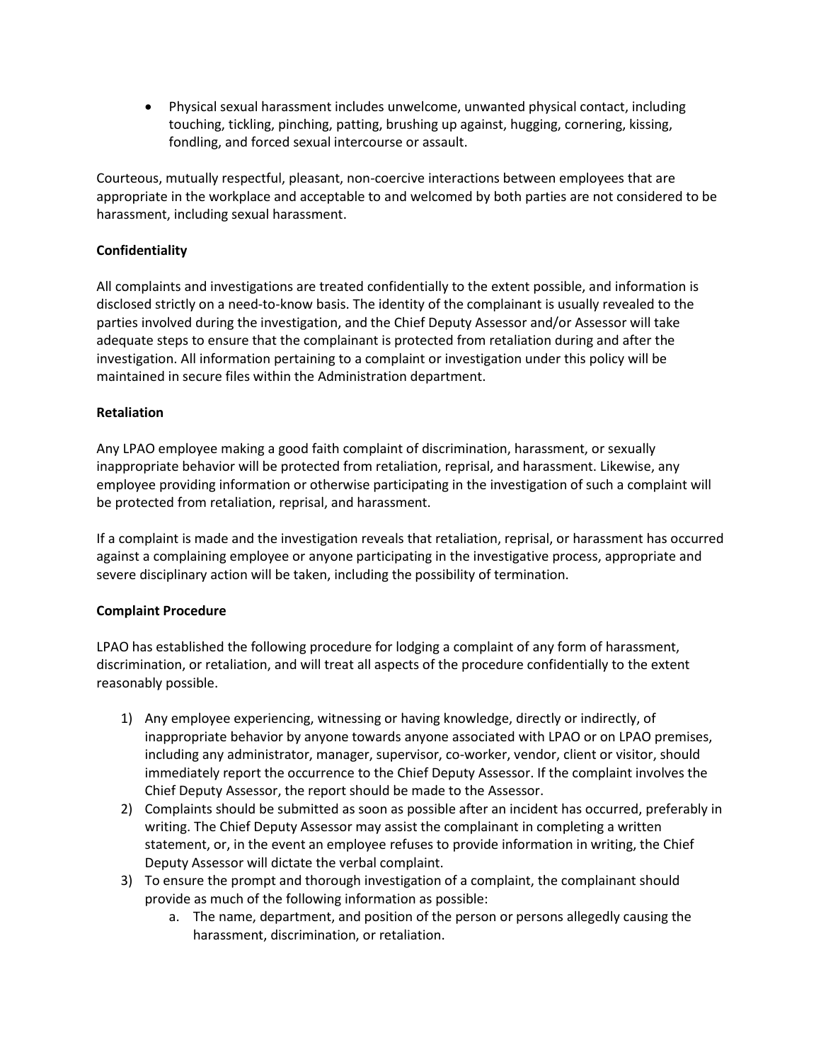- Physical sexual harassment includes unwelcome, unwanted physical contact, including touching, tickling, pinching, patting, brushing up against, hugging, cornering, kissing, fondling, and forced sexual intercourse or assault.

Courteous, mutually respectful, pleasant, non-coercive interactions between employees that are appropriate in the workplace and acceptable to and welcomed by both parties are not considered to be harassment, including sexual harassment.

**Confidentiality**

All complaints and investigations are treated confidentially to the extent possible, and information is disclosed strictly on a need-to-know basis. The identity of the complainant is usually revealed to the parties involved during the investigation, and the Chief Deputy Assessor and/or Assessor will take adequate steps to ensure that the complainant is protected from retaliation during and after the investigation. All information pertaining to a complaint or investigation under this policy will be maintained in secure files within the Administration department.

**Retaliation**

Any LPAO employee making a good faith complaint of discrimination, harassment, or sexually inappropriate behavior will be protected from retaliation, reprisal, and harassment. Likewise, any employee providing information or otherwise participating in the investigation of such a complaint will be protected from retaliation, reprisal, and harassment.

If a complaint is made and the investigation reveals that retaliation, reprisal, or harassment has occurred against a complaining employee or anyone participating in the investigative process, appropriate and severe disciplinary action will be taken, including the possibility of termination.

**Complaint Procedure**

LPAO has established the following procedure for lodging a complaint of any form of harassment, discrimination, or retaliation, and will treat all aspects of the procedure confidentially to the extent reasonably possible.

1) Any employee experiencing, witnessing or having knowledge, directly or indirectly, of inappropriate behavior by anyone towards anyone associated with LPAO or on LPAO premises, including any administrator, manager, supervisor, co-worker, vendor, client or visitor, should immediately report the occurrence to the Chief Deputy Assessor. If the complaint involves the Chief Deputy Assessor, the report should be made to the Assessor.
2) Complaints should be submitted as soon as possible after an incident has occurred, preferably in writing. The Chief Deputy Assessor may assist the complainant in completing a written statement, or, in the event an employee refuses to provide information in writing, the Chief Deputy Assessor will dictate the verbal complaint.
3) To ensure the prompt and thorough investigation of a complaint, the complainant should provide as much of the following information as possible:
    a. The name, department, and position of the person or persons allegedly causing the harassment, discrimination, or retaliation.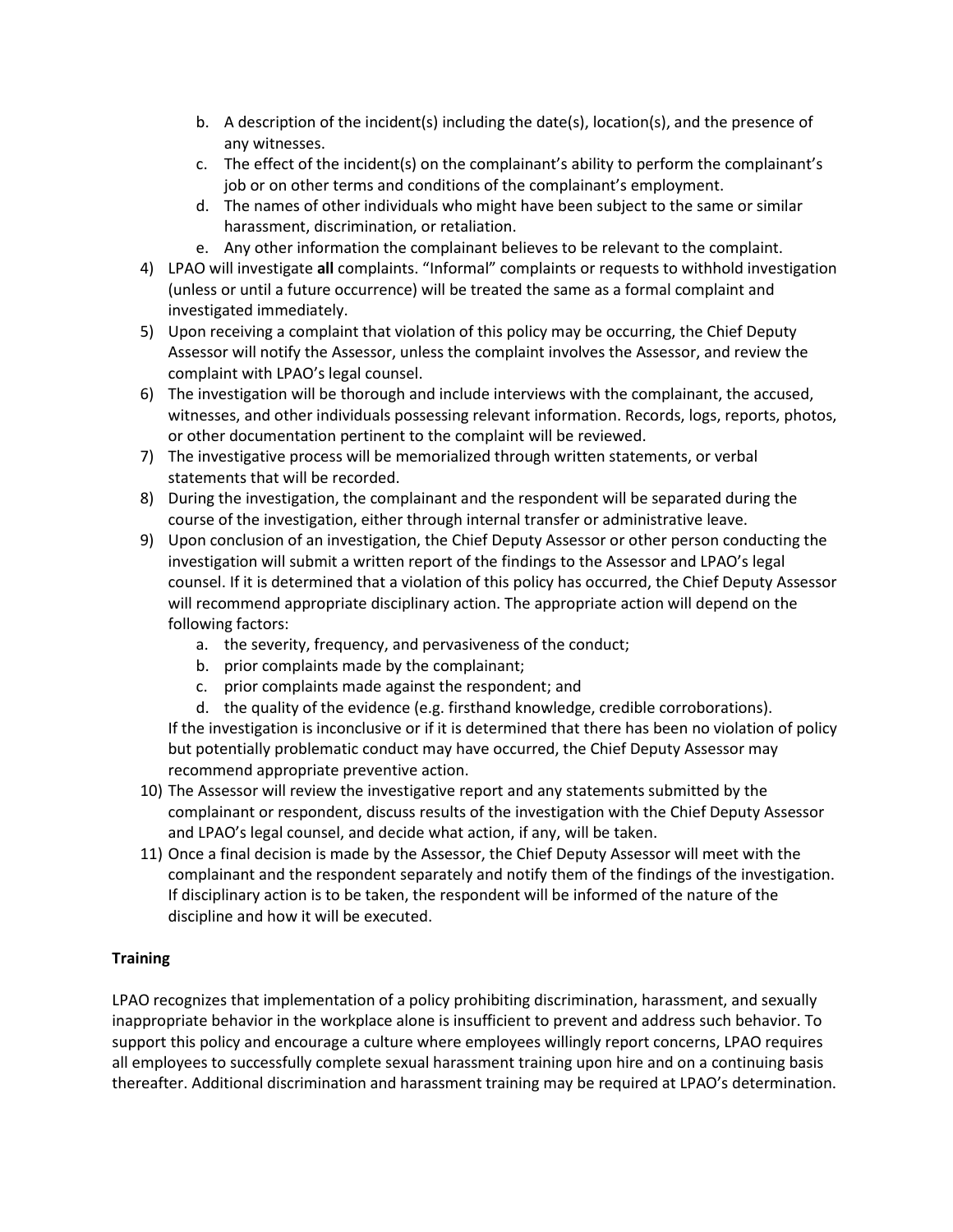b. A description of the incident(s) including the date(s), location(s), and the presence of any witnesses.
   c. The effect of the incident(s) on the complainant's ability to perform the complainant's job or on other terms and conditions of the complainant's employment.
   d. The names of other individuals who might have been subject to the same or similar harassment, discrimination, or retaliation.
   e. Any other information the complainant believes to be relevant to the complaint.
4) LPAO will investigate **all** complaints. "Informal" complaints or requests to withhold investigation (unless or until a future occurrence) will be treated the same as a formal complaint and investigated immediately.
5) Upon receiving a complaint that violation of this policy may be occurring, the Chief Deputy Assessor will notify the Assessor, unless the complaint involves the Assessor, and review the complaint with LPAO's legal counsel.
6) The investigation will be thorough and include interviews with the complainant, the accused, witnesses, and other individuals possessing relevant information. Records, logs, reports, photos, or other documentation pertinent to the complaint will be reviewed.
7) The investigative process will be memorialized through written statements, or verbal statements that will be recorded.
8) During the investigation, the complainant and the respondent will be separated during the course of the investigation, either through internal transfer or administrative leave.
9) Upon conclusion of an investigation, the Chief Deputy Assessor or other person conducting the investigation will submit a written report of the findings to the Assessor and LPAO's legal counsel. If it is determined that a violation of this policy has occurred, the Chief Deputy Assessor will recommend appropriate disciplinary action. The appropriate action will depend on the following factors:
   a. the severity, frequency, and pervasiveness of the conduct;
   b. prior complaints made by the complainant;
   c. prior complaints made against the respondent; and
   d. the quality of the evidence (e.g. firsthand knowledge, credible corroborations).

   If the investigation is inconclusive or if it is determined that there has been no violation of policy but potentially problematic conduct may have occurred, the Chief Deputy Assessor may recommend appropriate preventive action.
10) The Assessor will review the investigative report and any statements submitted by the complainant or respondent, discuss results of the investigation with the Chief Deputy Assessor and LPAO's legal counsel, and decide what action, if any, will be taken.
11) Once a final decision is made by the Assessor, the Chief Deputy Assessor will meet with the complainant and the respondent separately and notify them of the findings of the investigation. If disciplinary action is to be taken, the respondent will be informed of the nature of the discipline and how it will be executed.

**Training**

LPAO recognizes that implementation of a policy prohibiting discrimination, harassment, and sexually inappropriate behavior in the workplace alone is insufficient to prevent and address such behavior. To support this policy and encourage a culture where employees willingly report concerns, LPAO requires all employees to successfully complete sexual harassment training upon hire and on a continuing basis thereafter. Additional discrimination and harassment training may be required at LPAO's determination.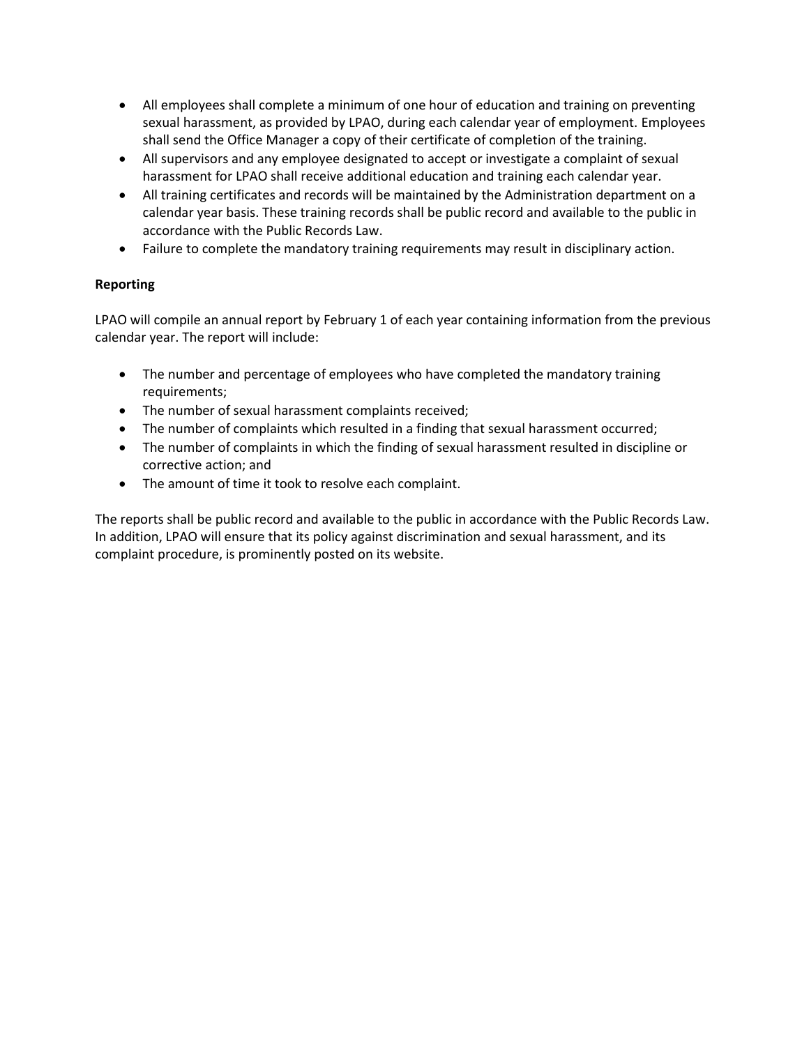- All employees shall complete a minimum of one hour of education and training on preventing sexual harassment, as provided by LPAO, during each calendar year of employment. Employees shall send the Office Manager a copy of their certificate of completion of the training.
- All supervisors and any employee designated to accept or investigate a complaint of sexual harassment for LPAO shall receive additional education and training each calendar year.
- All training certificates and records will be maintained by the Administration department on a calendar year basis. These training records shall be public record and available to the public in accordance with the Public Records Law.
- Failure to complete the mandatory training requirements may result in disciplinary action.

**Reporting**

LPAO will compile an annual report by February 1 of each year containing information from the previous calendar year. The report will include:

- The number and percentage of employees who have completed the mandatory training requirements;
- The number of sexual harassment complaints received;
- The number of complaints which resulted in a finding that sexual harassment occurred;
- The number of complaints in which the finding of sexual harassment resulted in discipline or corrective action; and
- The amount of time it took to resolve each complaint.

The reports shall be public record and available to the public in accordance with the Public Records Law. In addition, LPAO will ensure that its policy against discrimination and sexual harassment, and its complaint procedure, is prominently posted on its website.